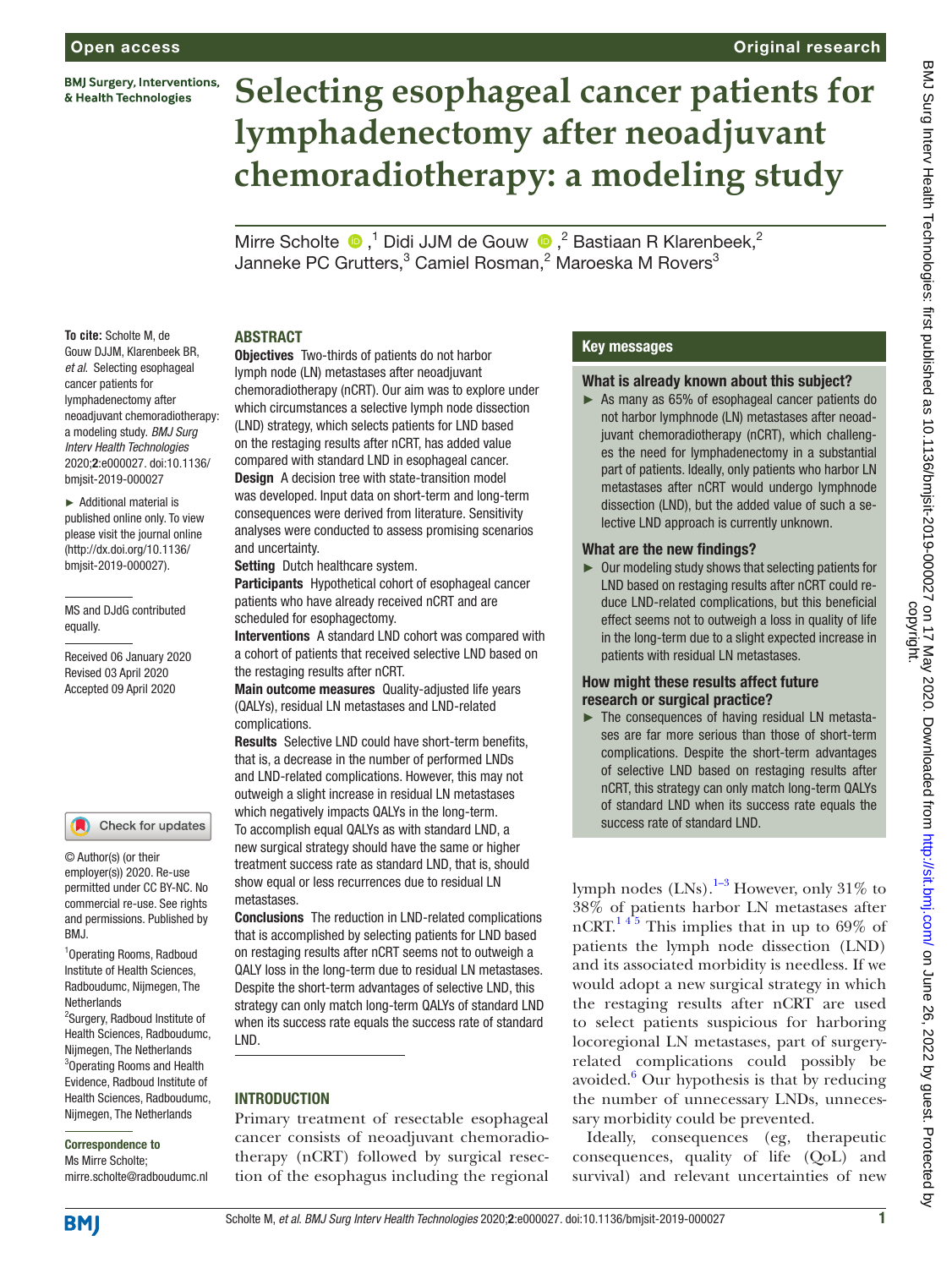Open access

Original research

# Selecting esophageal cancer patients for lymphadenectomy after neoadjuvant chemoradiotherapy: a modeling study

Mirre Scholte ,[1] Didi JJM de Gouw ,[2] Bastiaan R Klarenbeek,[2] Janneke PC Grutters,[3] Camiel Rosman,[2] Maroeska M Rovers[3]

**To cite:** Scholte M, de Gouw DJJM, Klarenbeek BR, *et al*. Selecting esophageal cancer patients for lymphadenectomy after neoadjuvant chemoradiotherapy: a modeling study. *BMJ Surg Interv Health Technologies* 2020;**2**:e000027. doi:10.1136/bmjsit-2019-000027

► Additional material is published online only. To view please visit the journal online (http://dx.doi.org/10.1136/bmjsit-2019-000027).

MS and DJdG contributed equally.

Received 06 January 2020
Revised 03 April 2020
Accepted 09 April 2020

© Author(s) (or their employer(s)) 2020. Re-use permitted under CC BY-NC. No commercial re-use. See rights and permissions. Published by BMJ.

[1]Operating Rooms, Radboud Institute of Health Sciences, Radboudumc, Nijmegen, The Netherlands
[2]Surgery, Radboud Institute of Health Sciences, Radboudumc, Nijmegen, The Netherlands
[3]Operating Rooms and Health Evidence, Radboud Institute of Health Sciences, Radboudumc, Nijmegen, The Netherlands

**Correspondence to**
Ms Mirre Scholte;
mirre.scholte@radboudumc.nl

## ABSTRACT

**Objectives** Two-thirds of patients do not harbor lymph node (LN) metastases after neoadjuvant chemoradiotherapy (nCRT). Our aim was to explore under which circumstances a selective lymph node dissection (LND) strategy, which selects patients for LND based on the restaging results after nCRT, has added value compared with standard LND in esophageal cancer.

**Design** A decision tree with state-transition model was developed. Input data on short-term and long-term consequences were derived from literature. Sensitivity analyses were conducted to assess promising scenarios and uncertainty.

**Setting** Dutch healthcare system.

**Participants** Hypothetical cohort of esophageal cancer patients who have already received nCRT and are scheduled for esophagectomy.

**Interventions** A standard LND cohort was compared with a cohort of patients that received selective LND based on the restaging results after nCRT.

**Main outcome measures** Quality-adjusted life years (QALYs), residual LN metastases and LND-related complications.

**Results** Selective LND could have short-term benefits, that is, a decrease in the number of performed LNDs and LND-related complications. However, this may not outweigh a slight increase in residual LN metastases which negatively impacts QALYs in the long-term. To accomplish equal QALYs as with standard LND, a new surgical strategy should have the same or higher treatment success rate as standard LND, that is, should show equal or less recurrences due to residual LN metastases.

**Conclusions** The reduction in LND-related complications that is accomplished by selecting patients for LND based on restaging results after nCRT seems not to outweigh a QALY loss in the long-term due to residual LN metastases. Despite the short-term advantages of selective LND, this strategy can only match long-term QALYs of standard LND when its success rate equals the success rate of standard LND.

## Key messages

### What is already known about this subject?

► As many as 65% of esophageal cancer patients do not harbor lymphnode (LN) metastases after neoadjuvant chemoradiotherapy (nCRT), which challenges the need for lymphadenectomy in a substantial part of patients. Ideally, only patients who harbor LN metastases after nCRT would undergo lymphnode dissection (LND), but the added value of such a selective LND approach is currently unknown.

### What are the new findings?

► Our modeling study shows that selecting patients for LND based on restaging results after nCRT could reduce LND-related complications, but this beneficial effect seems not to outweigh a loss in quality of life in the long-term due to a slight expected increase in patients with residual LN metastases.

### How might these results affect future research or surgical practice?

► The consequences of having residual LN metastases are far more serious than those of short-term complications. Despite the short-term advantages of selective LND based on restaging results after nCRT, this strategy can only match long-term QALYs of standard LND when its success rate equals the success rate of standard LND.

## INTRODUCTION

Primary treatment of resectable esophageal cancer consists of neoadjuvant chemoradiotherapy (nCRT) followed by surgical resection of the esophagus including the regional lymph nodes (LNs).[1–3] However, only 31% to 38% of patients harbor LN metastases after nCRT.[1,4,5] This implies that in up to 69% of patients the lymph node dissection (LND) and its associated morbidity is needless. If we would adopt a new surgical strategy in which the restaging results after nCRT are used to select patients suspicious for harboring locoregional LN metastases, part of surgery-related complications could possibly be avoided.[6] Our hypothesis is that by reducing the number of unnecessary LNDs, unnecessary morbidity could be prevented.

Ideally, consequences (eg, therapeutic consequences, quality of life (QoL) and survival) and relevant uncertainties of new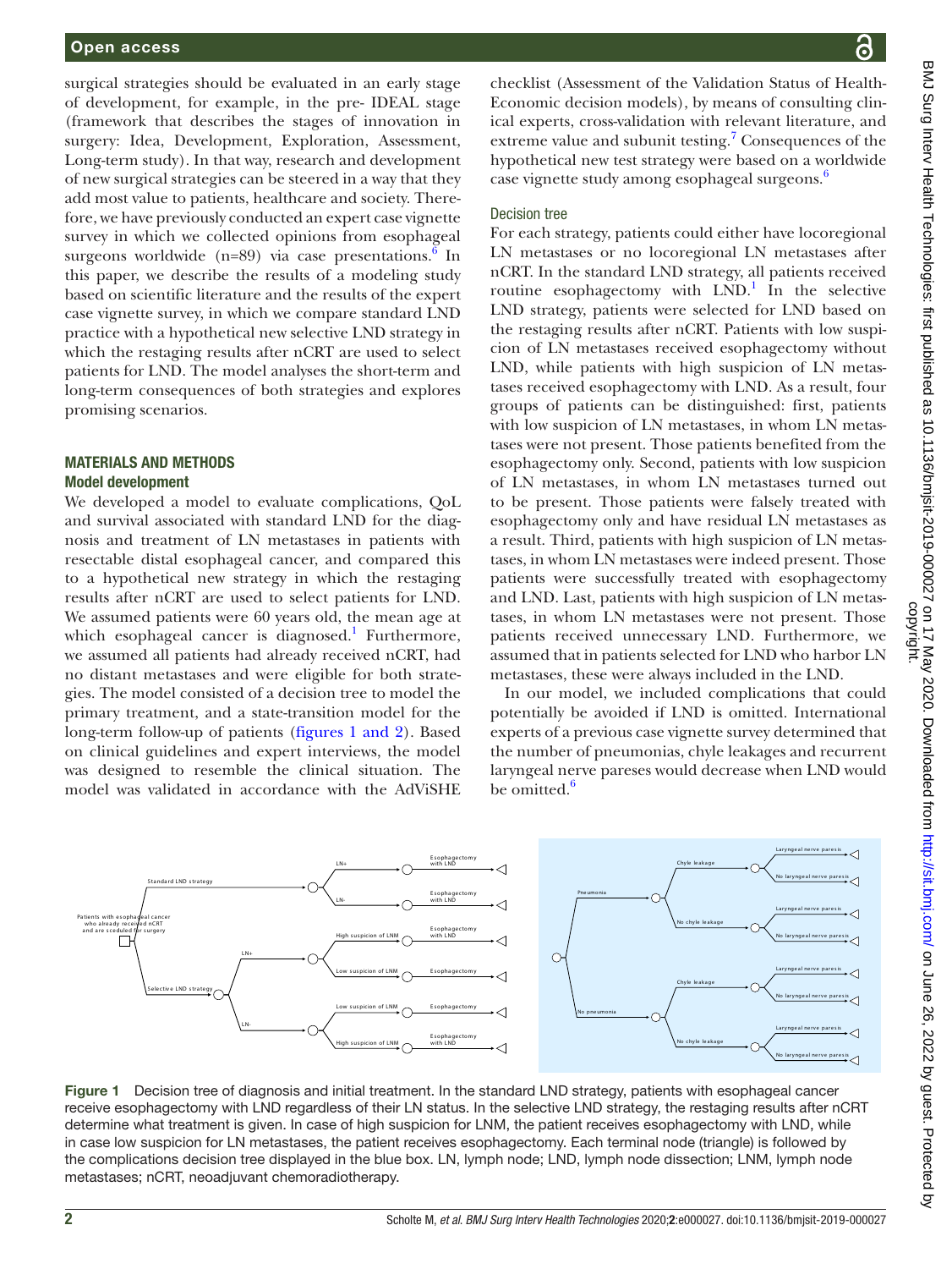surgical strategies should be evaluated in an early stage of development, for example, in the pre- IDEAL stage (framework that describes the stages of innovation in surgery: Idea, Development, Exploration, Assessment, Long-term study). In that way, research and development of new surgical strategies can be steered in a way that they add most value to patients, healthcare and society. Therefore, we have previously conducted an expert case vignette survey in which we collected opinions from esophageal surgeons worldwide (n=89) via case presentations.[6] In this paper, we describe the results of a modeling study based on scientific literature and the results of the expert case vignette survey, in which we compare standard LND practice with a hypothetical new selective LND strategy in which the restaging results after nCRT are used to select patients for LND. The model analyses the short-term and long-term consequences of both strategies and explores promising scenarios.

## MATERIALS AND METHODS

### Model development

We developed a model to evaluate complications, QoL and survival associated with standard LND for the diagnosis and treatment of LN metastases in patients with resectable distal esophageal cancer, and compared this to a hypothetical new strategy in which the restaging results after nCRT are used to select patients for LND. We assumed patients were 60 years old, the mean age at which esophageal cancer is diagnosed.[1] Furthermore, we assumed all patients had already received nCRT, had no distant metastases and were eligible for both strategies. The model consisted of a decision tree to model the primary treatment, and a state-transition model for the long-term follow-up of patients (figures 1 and 2). Based on clinical guidelines and expert interviews, the model was designed to resemble the clinical situation. The model was validated in accordance with the AdViSHE checklist (Assessment of the Validation Status of Health-Economic decision models), by means of consulting clinical experts, cross-validation with relevant literature, and extreme value and subunit testing.[7] Consequences of the hypothetical new test strategy were based on a worldwide case vignette study among esophageal surgeons.[6]

#### Decision tree

For each strategy, patients could either have locoregional LN metastases or no locoregional LN metastases after nCRT. In the standard LND strategy, all patients received routine esophagectomy with LND.[1] In the selective LND strategy, patients were selected for LND based on the restaging results after nCRT. Patients with low suspicion of LN metastases received esophagectomy without LND, while patients with high suspicion of LN metastases received esophagectomy with LND. As a result, four groups of patients can be distinguished: first, patients with low suspicion of LN metastases, in whom LN metastases were not present. Those patients benefited from the esophagectomy only. Second, patients with low suspicion of LN metastases, in whom LN metastases turned out to be present. Those patients were falsely treated with esophagectomy only and have residual LN metastases as a result. Third, patients with high suspicion of LN metastases, in whom LN metastases were indeed present. Those patients were successfully treated with esophagectomy and LND. Last, patients with high suspicion of LN metastases, in whom LN metastases were not present. Those patients received unnecessary LND. Furthermore, we assumed that in patients selected for LND who harbor LN metastases, these were always included in the LND.

In our model, we included complications that could potentially be avoided if LND is omitted. International experts of a previous case vignette survey determined that the number of pneumonias, chyle leakages and recurrent laryngeal nerve pareses would decrease when LND would be omitted.[6]

Figure 1 Decision tree of diagnosis and initial treatment. In the standard LND strategy, patients with esophageal cancer receive esophagectomy with LND regardless of their LN status. In the selective LND strategy, the restaging results after nCRT determine what treatment is given. In case of high suspicion for LNM, the patient receives esophagectomy with LND, while in case low suspicion for LN metastases, the patient receives esophagectomy. Each terminal node (triangle) is followed by the complications decision tree displayed in the blue box. LN, lymph node; LND, lymph node dissection; LNM, lymph node metastases; nCRT, neoadjuvant chemoradiotherapy.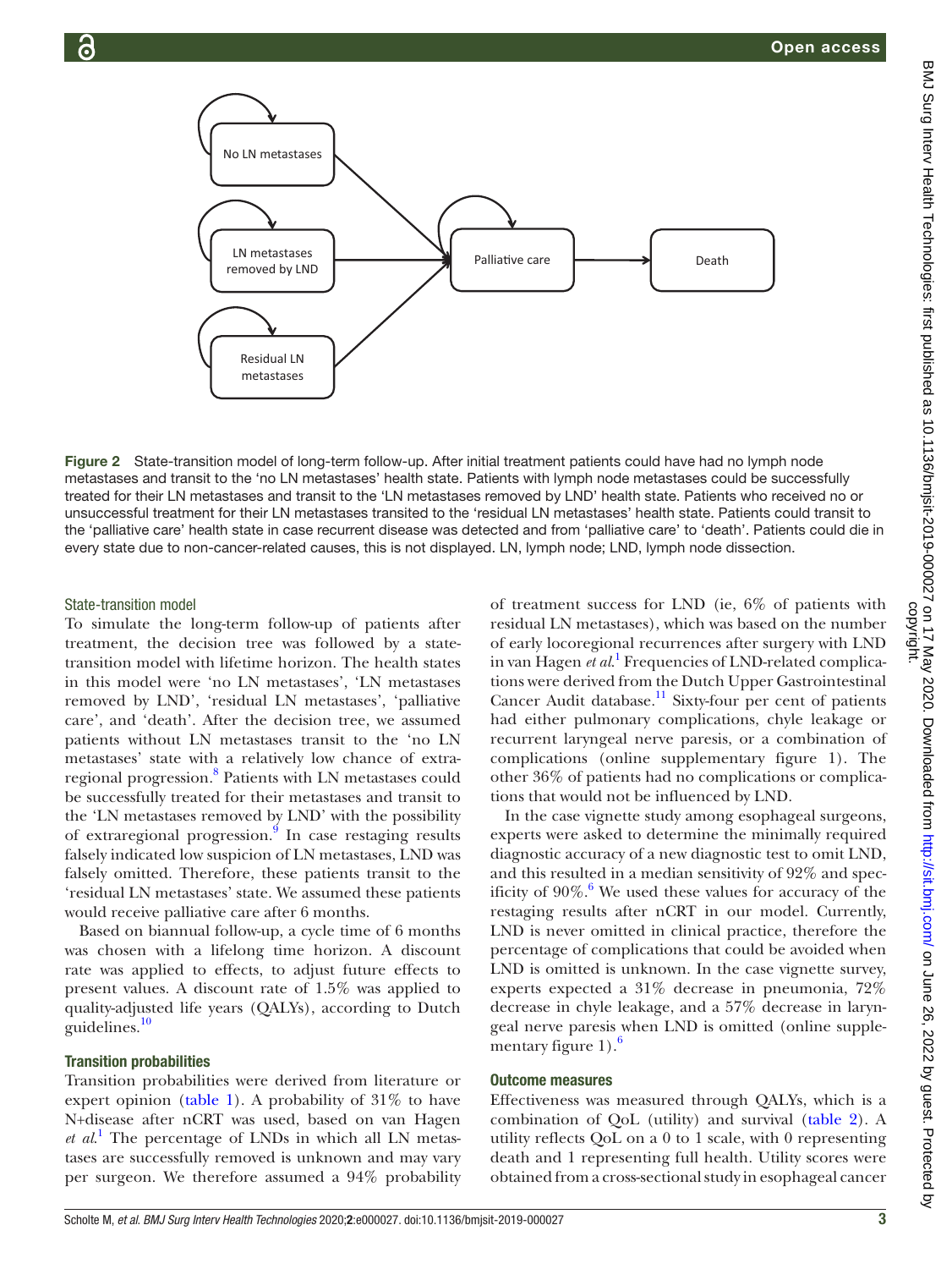Figure 2 State-transition model of long-term follow-up. After initial treatment patients could have had no lymph node metastases and transit to the 'no LN metastases' health state. Patients with lymph node metastases could be successfully treated for their LN metastases and transit to the 'LN metastases removed by LND' health state. Patients who received no or unsuccessful treatment for their LN metastases transited to the 'residual LN metastases' health state. Patients could transit to the 'palliative care' health state in case recurrent disease was detected and from 'palliative care' to 'death'. Patients could die in every state due to non-cancer-related causes, this is not displayed. LN, lymph node; LND, lymph node dissection.

### State-transition model

To simulate the long-term follow-up of patients after treatment, the decision tree was followed by a state-transition model with lifetime horizon. The health states in this model were 'no LN metastases', 'LN metastases removed by LND', 'residual LN metastases', 'palliative care', and 'death'. After the decision tree, we assumed patients without LN metastases transit to the 'no LN metastases' state with a relatively low chance of extraregional progression.[8] Patients with LN metastases could be successfully treated for their metastases and transit to the 'LN metastases removed by LND' with the possibility of extraregional progression.[9] In case restaging results falsely indicated low suspicion of LN metastases, LND was falsely omitted. Therefore, these patients transit to the 'residual LN metastases' state. We assumed these patients would receive palliative care after 6 months.

Based on biannual follow-up, a cycle time of 6 months was chosen with a lifelong time horizon. A discount rate was applied to effects, to adjust future effects to present values. A discount rate of 1.5% was applied to quality-adjusted life years (QALYs), according to Dutch guidelines.[10]

### Transition probabilities

Transition probabilities were derived from literature or expert opinion (table 1). A probability of 31% to have N+disease after nCRT was used, based on van Hagen *et al*.[1] The percentage of LNDs in which all LN metastases are successfully removed is unknown and may vary per surgeon. We therefore assumed a 94% probability of treatment success for LND (ie, 6% of patients with residual LN metastases), which was based on the number of early locoregional recurrences after surgery with LND in van Hagen *et al*.[1] Frequencies of LND-related complications were derived from the Dutch Upper Gastrointestinal Cancer Audit database.[11] Sixty-four per cent of patients had either pulmonary complications, chyle leakage or recurrent laryngeal nerve paresis, or a combination of complications (online supplementary figure 1). The other 36% of patients had no complications or complications that would not be influenced by LND.

In the case vignette study among esophageal surgeons, experts were asked to determine the minimally required diagnostic accuracy of a new diagnostic test to omit LND, and this resulted in a median sensitivity of 92% and specificity of 90%.[6] We used these values for accuracy of the restaging results after nCRT in our model. Currently, LND is never omitted in clinical practice, therefore the percentage of complications that could be avoided when LND is omitted is unknown. In the case vignette survey, experts expected a 31% decrease in pneumonia, 72% decrease in chyle leakage, and a 57% decrease in laryngeal nerve paresis when LND is omitted (online supplementary figure 1).[6]

### Outcome measures

Effectiveness was measured through QALYs, which is a combination of QoL (utility) and survival (table 2). A utility reflects QoL on a 0 to 1 scale, with 0 representing death and 1 representing full health. Utility scores were obtained from a cross-sectional study in esophageal cancer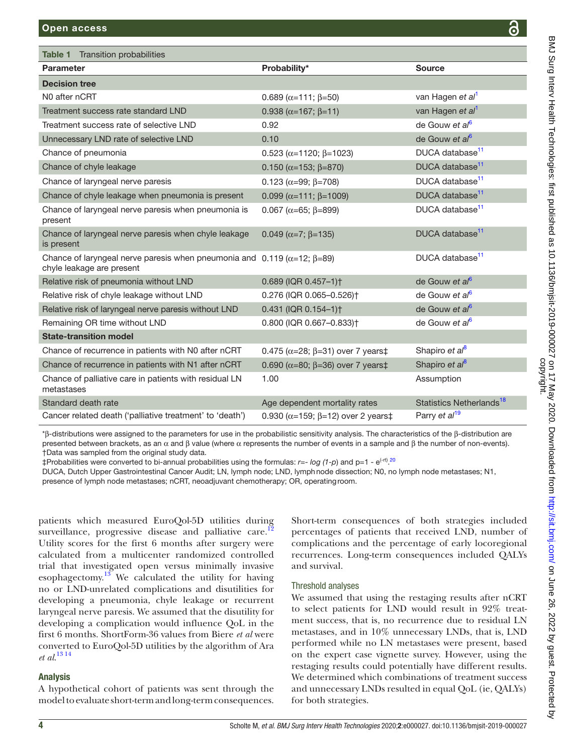**Table 1** Transition probabilities

| Parameter | Probability* | Source |
|---|---|---|
| **Decision tree** | | |
| N0 after nCRT | 0.689 (α=111; β=50) | van Hagen *et al*[1] |
| Treatment success rate standard LND | 0.938 (α=167; β=11) | van Hagen *et al*[1] |
| Treatment success rate of selective LND | 0.92 | de Gouw *et al*[6] |
| Unnecessary LND rate of selective LND | 0.10 | de Gouw *et al*[6] |
| Chance of pneumonia | 0.523 (α=1120; β=1023) | DUCA database[11] |
| Chance of chyle leakage | 0.150 (α=153; β=870) | DUCA database[11] |
| Chance of laryngeal nerve paresis | 0.123 (α=99; β=708) | DUCA database[11] |
| Chance of chyle leakage when pneumonia is present | 0.099 (α=111; β=1009) | DUCA database[11] |
| Chance of laryngeal nerve paresis when pneumonia is present | 0.067 (α=65; β=899) | DUCA database[11] |
| Chance of laryngeal nerve paresis when chyle leakage is present | 0.049 (α=7; β=135) | DUCA database[11] |
| Chance of laryngeal nerve paresis when pneumonia and chyle leakage are present | 0.119 (α=12; β=89) | DUCA database[11] |
| Relative risk of pneumonia without LND | 0.689 (IQR 0.457–1)† | de Gouw *et al*[6] |
| Relative risk of chyle leakage without LND | 0.276 (IQR 0.065–0.526)† | de Gouw *et al*[6] |
| Relative risk of laryngeal nerve paresis without LND | 0.431 (IQR 0.154–1)† | de Gouw *et al*[6] |
| Remaining OR time without LND | 0.800 (IQR 0.667–0.833)† | de Gouw *et al*[6] |
| **State-transition model** | | |
| Chance of recurrence in patients with N0 after nCRT | 0.475 (α=28; β=31) over 7 years‡ | Shapiro *et al*[8] |
| Chance of recurrence in patients with N1 after nCRT | 0.690 (α=80; β=36) over 7 years‡ | Shapiro *et al*[8] |
| Chance of palliative care in patients with residual LN metastases | 1.00 | Assumption |
| Standard death rate | Age dependent mortality rates | Statistics Netherlands[18] |
| Cancer related death ('palliative treatment' to 'death') | 0.930 (α=159; β=12) over 2 years‡ | Parry *et al*[19] |

*β-distributions were assigned to the parameters for use in the probabilistic sensitivity analysis. The characteristics of the β-distribution are presented between brackets, as an α and β value (where α represents the number of events in a sample and β the number of non-events).
†Data was sampled from the original study data.
‡Probabilities were converted to bi-annual probabilities using the formulas: $r=-\log(1-p)$ and $p=1-e^{(-rt)}$.[20]
DUCA, Dutch Upper Gastrointestinal Cancer Audit; LN, lymph node; LND, lymph node dissection; N0, no lymph node metastases; N1, presence of lymph node metastases; nCRT, neoadjuvant chemotherapy; OR, operating room.

patients which measured EuroQol-5D utilities during surveillance, progressive disease and palliative care.[12] Utility scores for the first 6 months after surgery were calculated from a multicenter randomized controlled trial that investigated open versus minimally invasive esophagectomy.[13] We calculated the utility for having no or LND-unrelated complications and disutilities for developing a pneumonia, chyle leakage or recurrent laryngeal nerve paresis. We assumed that the disutility for developing a complication would influence QoL in the first 6 months. ShortForm-36 values from Biere *et al* were converted to EuroQol-5D utilities by the algorithm of Ara *et al.*[13,14]

## Analysis

A hypothetical cohort of patients was sent through the model to evaluate short-term and long-term consequences. Short-term consequences of both strategies included percentages of patients that received LND, number of complications and the percentage of early locoregional recurrences. Long-term consequences included QALYs and survival.

### Threshold analyses

We assumed that using the restaging results after nCRT to select patients for LND would result in 92% treatment success, that is, no recurrence due to residual LN metastases, and in 10% unnecessary LNDs, that is, LND performed while no LN metastases were present, based on the expert case vignette survey. However, using the restaging results could potentially have different results. We determined which combinations of treatment success and unnecessary LNDs resulted in equal QoL (ie, QALYs) for both strategies.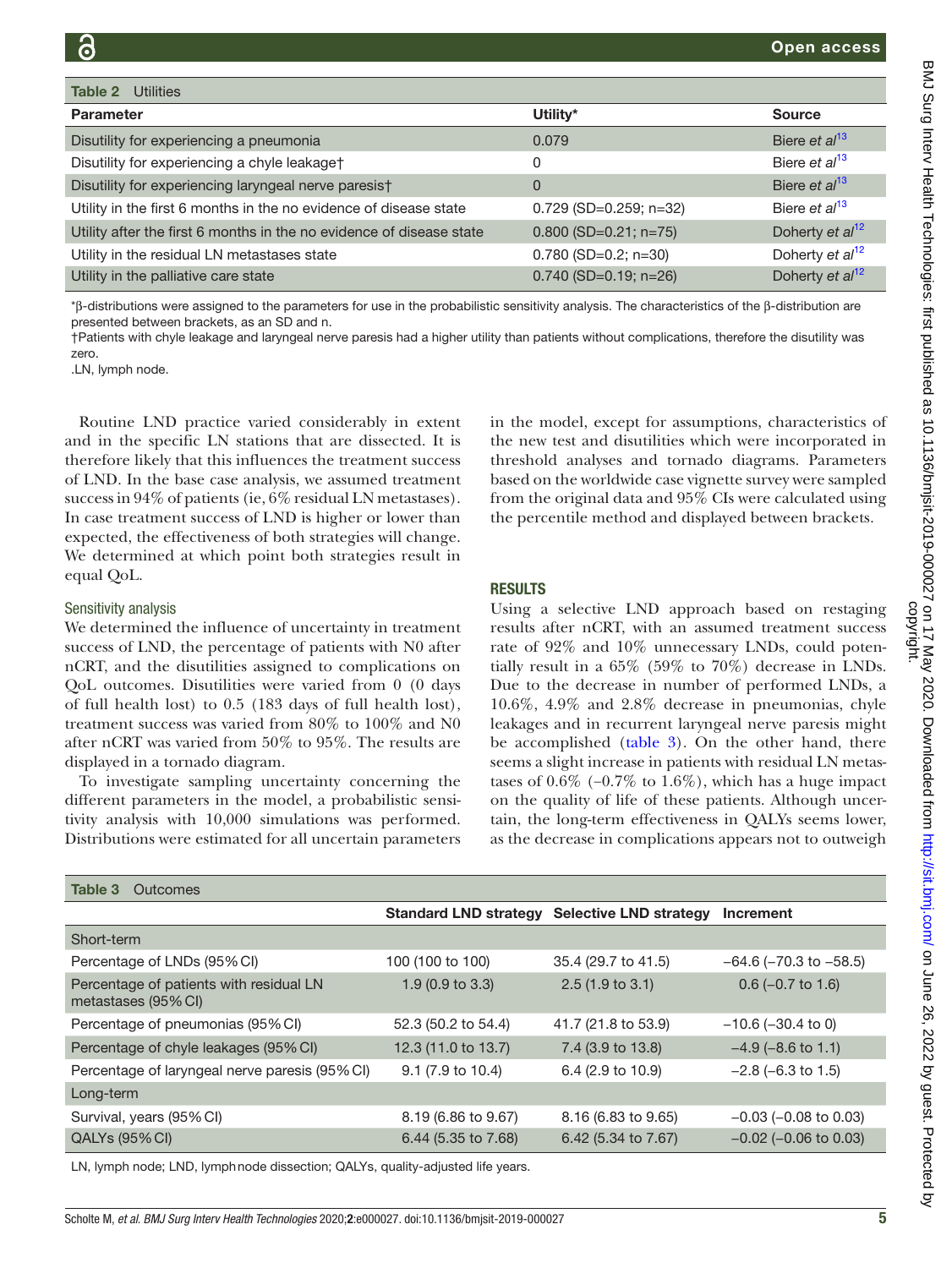**Table 2** Utilities

| Parameter | Utility* | Source |
|---|---|---|
| Disutility for experiencing a pneumonia | 0.079 | Biere *et al*[13] |
| Disutility for experiencing a chyle leakage† | 0 | Biere *et al*[13] |
| Disutility for experiencing laryngeal nerve paresis† | 0 | Biere *et al*[13] |
| Utility in the first 6 months in the no evidence of disease state | 0.729 (SD=0.259; n=32) | Biere *et al*[13] |
| Utility after the first 6 months in the no evidence of disease state | 0.800 (SD=0.21; n=75) | Doherty *et al*[12] |
| Utility in the residual LN metastases state | 0.780 (SD=0.2; n=30) | Doherty *et al*[12] |
| Utility in the palliative care state | 0.740 (SD=0.19; n=26) | Doherty *et al*[12] |

*β-distributions were assigned to the parameters for use in the probabilistic sensitivity analysis. The characteristics of the β-distribution are presented between brackets, as an SD and n.
†Patients with chyle leakage and laryngeal nerve paresis had a higher utility than patients without complications, therefore the disutility was zero.
.LN, lymph node.

Routine LND practice varied considerably in extent and in the specific LN stations that are dissected. It is therefore likely that this influences the treatment success of LND. In the base case analysis, we assumed treatment success in 94% of patients (ie, 6% residual LN metastases). In case treatment success of LND is higher or lower than expected, the effectiveness of both strategies will change. We determined at which point both strategies result in equal QoL.

### Sensitivity analysis

We determined the influence of uncertainty in treatment success of LND, the percentage of patients with N0 after nCRT, and the disutilities assigned to complications on QoL outcomes. Disutilities were varied from 0 (0 days of full health lost) to 0.5 (183 days of full health lost), treatment success was varied from 80% to 100% and N0 after nCRT was varied from 50% to 95%. The results are displayed in a tornado diagram.

To investigate sampling uncertainty concerning the different parameters in the model, a probabilistic sensitivity analysis with 10,000 simulations was performed. Distributions were estimated for all uncertain parameters in the model, except for assumptions, characteristics of the new test and disutilities which were incorporated in threshold analyses and tornado diagrams. Parameters based on the worldwide case vignette survey were sampled from the original data and 95% CIs were calculated using the percentile method and displayed between brackets.

## RESULTS

Using a selective LND approach based on restaging results after nCRT, with an assumed treatment success rate of 92% and 10% unnecessary LNDs, could potentially result in a 65% (59% to 70%) decrease in LNDs. Due to the decrease in number of performed LNDs, a 10.6%, 4.9% and 2.8% decrease in pneumonias, chyle leakages and in recurrent laryngeal nerve paresis might be accomplished (table 3). On the other hand, there seems a slight increase in patients with residual LN metastases of 0.6% (−0.7% to 1.6%), which has a huge impact on the quality of life of these patients. Although uncertain, the long-term effectiveness in QALYs seems lower, as the decrease in complications appears not to outweigh

**Table 3** Outcomes

| | Standard LND strategy | Selective LND strategy | Increment |
|---|---|---|---|
| **Short-term** | | | |
| Percentage of LNDs (95% CI) | 100 (100 to 100) | 35.4 (29.7 to 41.5) | −64.6 (−70.3 to −58.5) |
| Percentage of patients with residual LN metastases (95% CI) | 1.9 (0.9 to 3.3) | 2.5 (1.9 to 3.1) | 0.6 (−0.7 to 1.6) |
| Percentage of pneumonias (95% CI) | 52.3 (50.2 to 54.4) | 41.7 (21.8 to 53.9) | −10.6 (−30.4 to 0) |
| Percentage of chyle leakages (95% CI) | 12.3 (11.0 to 13.7) | 7.4 (3.9 to 13.8) | −4.9 (−8.6 to 1.1) |
| Percentage of laryngeal nerve paresis (95% CI) | 9.1 (7.9 to 10.4) | 6.4 (2.9 to 10.9) | −2.8 (−6.3 to 1.5) |
| **Long-term** | | | |
| Survival, years (95% CI) | 8.19 (6.86 to 9.67) | 8.16 (6.83 to 9.65) | −0.03 (−0.08 to 0.03) |
| QALYs (95% CI) | 6.44 (5.35 to 7.68) | 6.42 (5.34 to 7.67) | −0.02 (−0.06 to 0.03) |

LN, lymph node; LND, lymph node dissection; QALYs, quality-adjusted life years.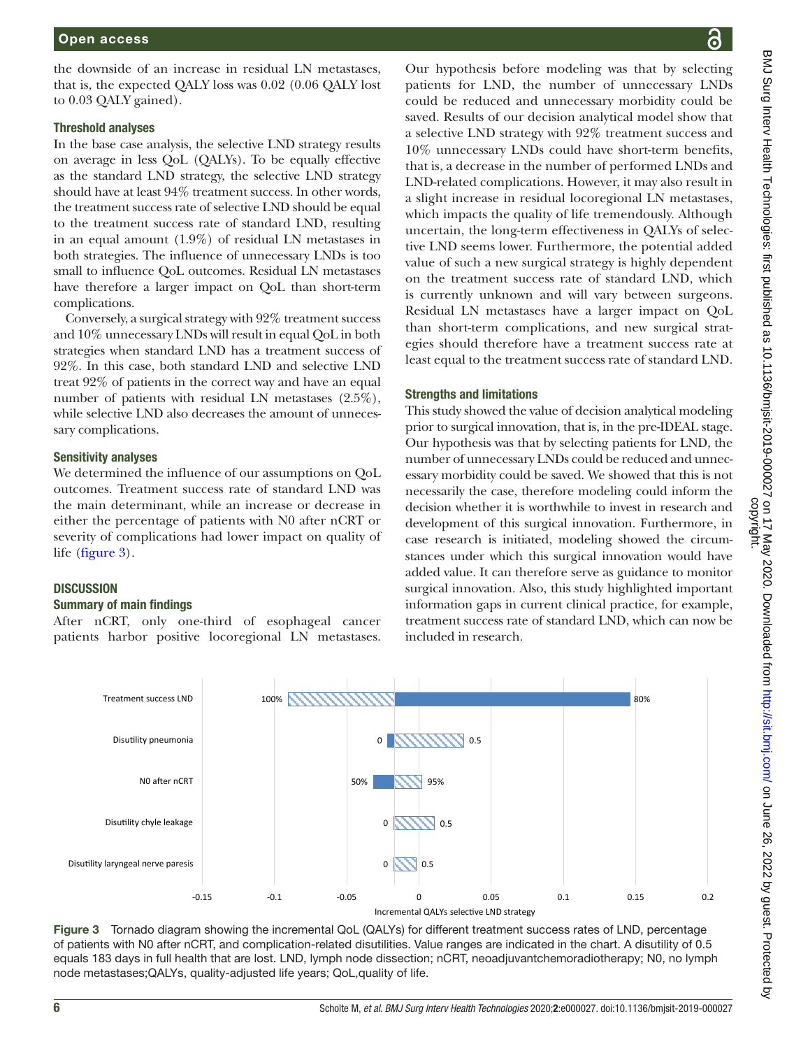the downside of an increase in residual LN metastases, that is, the expected QALY loss was 0.02 (0.06 QALY lost to 0.03 QALY gained).

### Threshold analyses

In the base case analysis, the selective LND strategy results on average in less QoL (QALYs). To be equally effective as the standard LND strategy, the selective LND strategy should have at least 94% treatment success. In other words, the treatment success rate of selective LND should be equal to the treatment success rate of standard LND, resulting in an equal amount (1.9%) of residual LN metastases in both strategies. The influence of unnecessary LNDs is too small to influence QoL outcomes. Residual LN metastases have therefore a larger impact on QoL than short-term complications.

Conversely, a surgical strategy with 92% treatment success and 10% unnecessary LNDs will result in equal QoL in both strategies when standard LND has a treatment success of 92%. In this case, both standard LND and selective LND treat 92% of patients in the correct way and have an equal number of patients with residual LN metastases (2.5%), while selective LND also decreases the amount of unnecessary complications.

### Sensitivity analyses

We determined the influence of our assumptions on QoL outcomes. Treatment success rate of standard LND was the main determinant, while an increase or decrease in either the percentage of patients with N0 after nCRT or severity of complications had lower impact on quality of life (figure 3).

## DISCUSSION

### Summary of main findings

After nCRT, only one-third of esophageal cancer patients harbor positive locoregional LN metastases. Our hypothesis before modeling was that by selecting patients for LND, the number of unnecessary LNDs could be reduced and unnecessary morbidity could be saved. Results of our decision analytical model show that a selective LND strategy with 92% treatment success and 10% unnecessary LNDs could have short-term benefits, that is, a decrease in the number of performed LNDs and LND-related complications. However, it may also result in a slight increase in residual locoregional LN metastases, which impacts the quality of life tremendously. Although uncertain, the long-term effectiveness in QALYs of selective LND seems lower. Furthermore, the potential added value of such a new surgical strategy is highly dependent on the treatment success rate of standard LND, which is currently unknown and will vary between surgeons. Residual LN metastases have a larger impact on QoL than short-term complications, and new surgical strategies should therefore have a treatment success rate at least equal to the treatment success rate of standard LND.

### Strengths and limitations

This study showed the value of decision analytical modeling prior to surgical innovation, that is, in the pre-IDEAL stage. Our hypothesis was that by selecting patients for LND, the number of unnecessary LNDs could be reduced and unnecessary morbidity could be saved. We showed that this is not necessarily the case, therefore modeling could inform the decision whether it is worthwhile to invest in research and development of this surgical innovation. Furthermore, in case research is initiated, modeling showed the circumstances under which this surgical innovation would have added value. It can therefore serve as guidance to monitor surgical innovation. Also, this study highlighted important information gaps in current clinical practice, for example, treatment success rate of standard LND, which can now be included in research.

Figure 3 Tornado diagram showing the incremental QoL (QALYs) for different treatment success rates of LND, percentage of patients with N0 after nCRT, and complication-related disutilities. Value ranges are indicated in the chart. A disutility of 0.5 equals 183 days in full health that are lost. LND, lymph node dissection; nCRT, neoadjuvantchemoradiotherapy; N0, no lymph node metastases;QALYs, quality-adjusted life years; QoL,quality of life.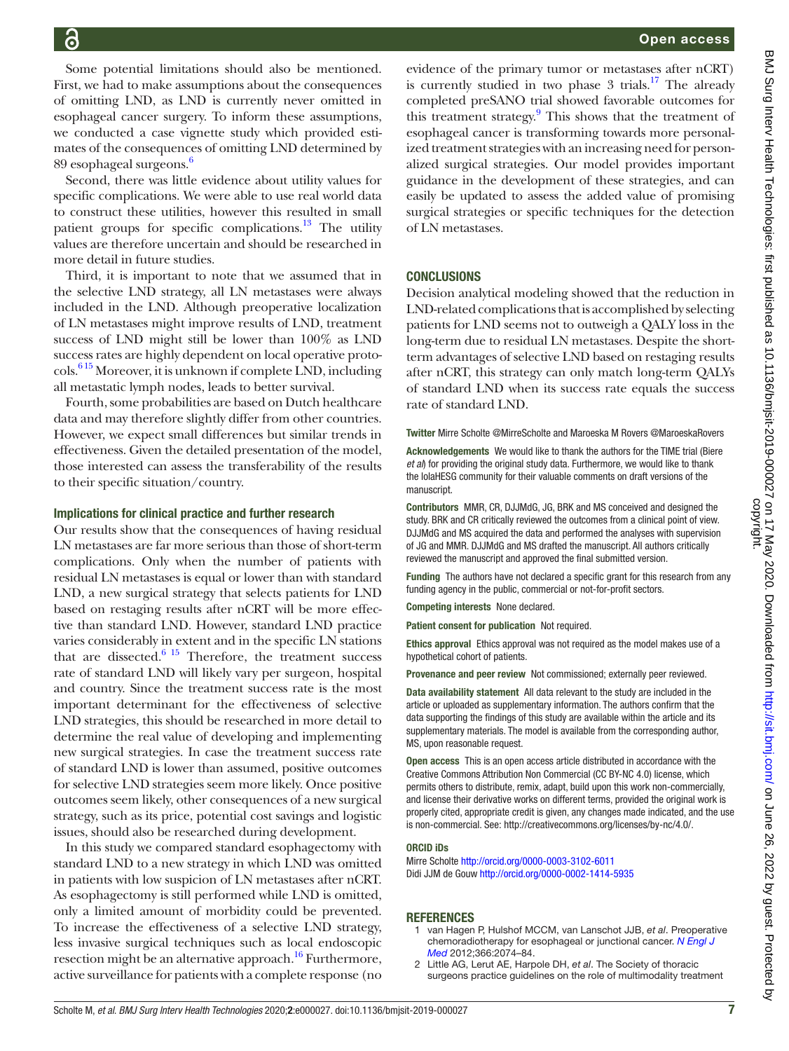Some potential limitations should also be mentioned. First, we had to make assumptions about the consequences of omitting LND, as LND is currently never omitted in esophageal cancer surgery. To inform these assumptions, we conducted a case vignette study which provided estimates of the consequences of omitting LND determined by 89 esophageal surgeons.[6]

Second, there was little evidence about utility values for specific complications. We were able to use real world data to construct these utilities, however this resulted in small patient groups for specific complications.[13] The utility values are therefore uncertain and should be researched in more detail in future studies.

Third, it is important to note that we assumed that in the selective LND strategy, all LN metastases were always included in the LND. Although preoperative localization of LN metastases might improve results of LND, treatment success of LND might still be lower than 100% as LND success rates are highly dependent on local operative protocols.[6,15] Moreover, it is unknown if complete LND, including all metastatic lymph nodes, leads to better survival.

Fourth, some probabilities are based on Dutch healthcare data and may therefore slightly differ from other countries. However, we expect small differences but similar trends in effectiveness. Given the detailed presentation of the model, those interested can assess the transferability of the results to their specific situation/country.

### Implications for clinical practice and further research

Our results show that the consequences of having residual LN metastases are far more serious than those of short-term complications. Only when the number of patients with residual LN metastases is equal or lower than with standard LND, a new surgical strategy that selects patients for LND based on restaging results after nCRT will be more effective than standard LND. However, standard LND practice varies considerably in extent and in the specific LN stations that are dissected.[6,15] Therefore, the treatment success rate of standard LND will likely vary per surgeon, hospital and country. Since the treatment success rate is the most important determinant for the effectiveness of selective LND strategies, this should be researched in more detail to determine the real value of developing and implementing new surgical strategies. In case the treatment success rate of standard LND is lower than assumed, positive outcomes for selective LND strategies seem more likely. Once positive outcomes seem likely, other consequences of a new surgical strategy, such as its price, potential cost savings and logistic issues, should also be researched during development.

In this study we compared standard esophagectomy with standard LND to a new strategy in which LND was omitted in patients with low suspicion of LN metastases after nCRT. As esophagectomy is still performed while LND is omitted, only a limited amount of morbidity could be prevented. To increase the effectiveness of a selective LND strategy, less invasive surgical techniques such as local endoscopic resection might be an alternative approach.[16] Furthermore, active surveillance for patients with a complete response (no evidence of the primary tumor or metastases after nCRT) is currently studied in two phase 3 trials.[17] The already completed preSANO trial showed favorable outcomes for this treatment strategy.[9] This shows that the treatment of esophageal cancer is transforming towards more personalized treatment strategies with an increasing need for personalized surgical strategies. Our model provides important guidance in the development of these strategies, and can easily be updated to assess the added value of promising surgical strategies or specific techniques for the detection of LN metastases.

## CONCLUSIONS

Decision analytical modeling showed that the reduction in LND-related complications that is accomplished by selecting patients for LND seems not to outweigh a QALY loss in the long-term due to residual LN metastases. Despite the short-term advantages of selective LND based on restaging results after nCRT, this strategy can only match long-term QALYs of standard LND when its success rate equals the success rate of standard LND.

**Twitter** Mirre Scholte @MirreScholte and Maroeska M Rovers @MaroeskaRovers

**Acknowledgements** We would like to thank the authors for the TIME trial (Biere *et al*) for providing the original study data. Furthermore, we would like to thank the lolaHESG community for their valuable comments on draft versions of the manuscript.

**Contributors** MMR, CR, DJJMdG, JG, BRK and MS conceived and designed the study. BRK and CR critically reviewed the outcomes from a clinical point of view. DJJMdG and MS acquired the data and performed the analyses with supervision of JG and MMR. DJJMdG and MS drafted the manuscript. All authors critically reviewed the manuscript and approved the final submitted version.

**Funding** The authors have not declared a specific grant for this research from any funding agency in the public, commercial or not-for-profit sectors.

**Competing interests** None declared.

**Patient consent for publication** Not required.

**Ethics approval** Ethics approval was not required as the model makes use of a hypothetical cohort of patients.

**Provenance and peer review** Not commissioned; externally peer reviewed.

**Data availability statement** All data relevant to the study are included in the article or uploaded as supplementary information. The authors confirm that the data supporting the findings of this study are available within the article and its supplementary materials. The model is available from the corresponding author, MS, upon reasonable request.

**Open access** This is an open access article distributed in accordance with the Creative Commons Attribution Non Commercial (CC BY-NC 4.0) license, which permits others to distribute, remix, adapt, build upon this work non-commercially, and license their derivative works on different terms, provided the original work is properly cited, appropriate credit is given, any changes made indicated, and the use is non-commercial. See: http://creativecommons.org/licenses/by-nc/4.0/.

### ORCID iDs

Mirre Scholte http://orcid.org/0000-0003-3102-6011
Didi JJM de Gouw http://orcid.org/0000-0002-1414-5935

## REFERENCES

1. van Hagen P, Hulshof MCCM, van Lanschot JJB, *et al*. Preoperative chemoradiotherapy for esophageal or junctional cancer. *N Engl J Med* 2012;366:2074–84.
2. Little AG, Lerut AE, Harpole DH, *et al*. The Society of thoracic surgeons practice guidelines on the role of multimodality treatment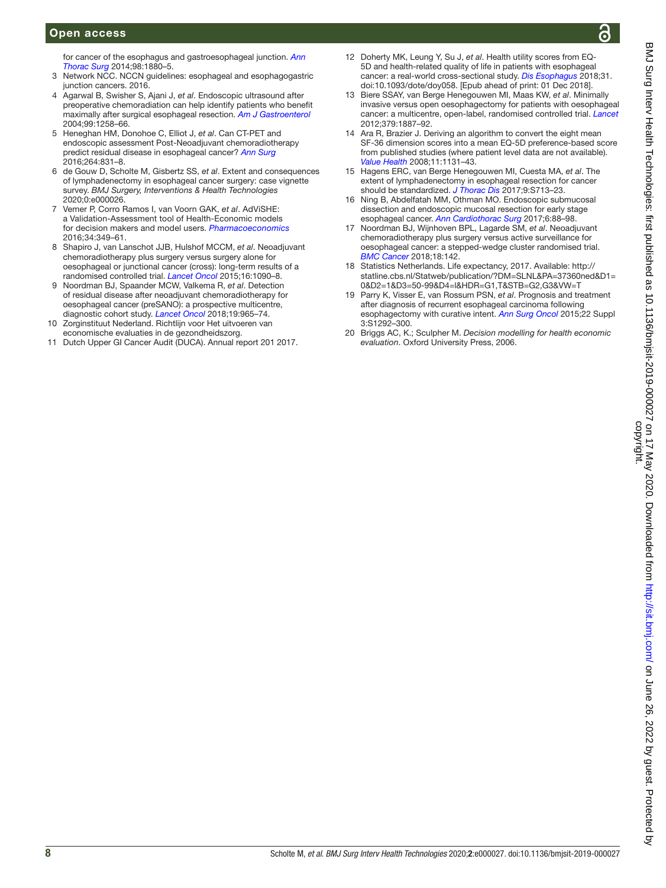for cancer of the esophagus and gastroesophageal junction. *Ann Thorac Surg* 2014;98:1880–5.

3. Network NCC. NCCN guidelines: esophageal and esophagogastric junction cancers. 2016.
4. Agarwal B, Swisher S, Ajani J, *et al*. Endoscopic ultrasound after preoperative chemoradiation can help identify patients who benefit maximally after surgical esophageal resection. *Am J Gastroenterol* 2004;99:1258–66.
5. Heneghan HM, Donohoe C, Elliot J, *et al*. Can CT-PET and endoscopic assessment Post-Neoadjuvant chemoradiotherapy predict residual disease in esophageal cancer? *Ann Surg* 2016;264:831–8.
6. de Gouw D, Scholte M, Gisbertz SS, *et al*. Extent and consequences of lymphadenectomy in esophageal cancer surgery: case vignette survey. *BMJ Surgery, Interventions & Health Technologies* 2020;0:e000026.
7. Vemer P, Corro Ramos I, van Voorn GAK, *et al*. AdViSHE: a Validation-Assessment tool of Health-Economic models for decision makers and model users. *Pharmacoeconomics* 2016;34:349–61.
8. Shapiro J, van Lanschot JJB, Hulshof MCCM, *et al*. Neoadjuvant chemoradiotherapy plus surgery versus surgery alone for oesophageal or junctional cancer (cross): long-term results of a randomised controlled trial. *Lancet Oncol* 2015;16:1090–8.
9. Noordman BJ, Spaander MCW, Valkema R, *et al*. Detection of residual disease after neoadjuvant chemoradiotherapy for oesophageal cancer (preSANO): a prospective multicentre, diagnostic cohort study. *Lancet Oncol* 2018;19:965–74.
10. Zorginstituut Nederland. Richtlijn voor Het uitvoeren van economische evaluaties in de gezondheidszorg.
11. Dutch Upper GI Cancer Audit (DUCA). Annual report 201 2017.
12. Doherty MK, Leung Y, Su J, *et al*. Health utility scores from EQ-5D and health-related quality of life in patients with esophageal cancer: a real-world cross-sectional study. *Dis Esophagus* 2018;31. doi:10.1093/dote/doy058. [Epub ahead of print: 01 Dec 2018].
13. Biere SSAY, van Berge Henegouwen MI, Maas KW, *et al*. Minimally invasive versus open oesophagectomy for patients with oesophageal cancer: a multicentre, open-label, randomised controlled trial. *Lancet* 2012;379:1887–92.
14. Ara R, Brazier J. Deriving an algorithm to convert the eight mean SF-36 dimension scores into a mean EQ-5D preference-based score from published studies (where patient level data are not available). *Value Health* 2008;11:1131–43.
15. Hagens ERC, van Berge Henegouwen MI, Cuesta MA, *et al*. The extent of lymphadenectomy in esophageal resection for cancer should be standardized. *J Thorac Dis* 2017;9:S713–23.
16. Ning B, Abdelfatah MM, Othman MO. Endoscopic submucosal dissection and endoscopic mucosal resection for early stage esophageal cancer. *Ann Cardiothorac Surg* 2017;6:88–98.
17. Noordman BJ, Wijnhoven BPL, Lagarde SM, *et al*. Neoadjuvant chemoradiotherapy plus surgery versus active surveillance for oesophageal cancer: a stepped-wedge cluster randomised trial. *BMC Cancer* 2018;18:142.
18. Statistics Netherlands. Life expectancy, 2017. Available: http://statline.cbs.nl/Statweb/publication/?DM=SLNL&PA=37360ned&D1=0&D2=1&D3=50-99&D4=l&HDR=G1,T&STB=G2,G3&VW=T
19. Parry K, Visser E, van Rossum PSN, *et al*. Prognosis and treatment after diagnosis of recurrent esophageal carcinoma following esophagectomy with curative intent. *Ann Surg Oncol* 2015;22 Suppl 3:S1292–300.
20. Briggs AC, K.; Sculpher M. *Decision modelling for health economic evaluation*. Oxford University Press, 2006.